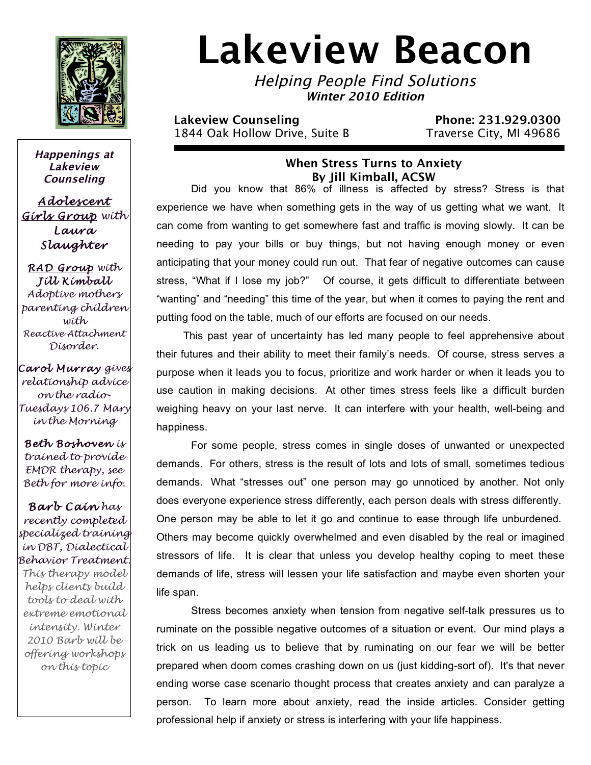# Lakeview Beacon

*Helping People Find Solutions*
***Winter 2010 Edition***

**Lakeview Counseling** — **Phone: 231.929.0300**
1844 Oak Hollow Drive, Suite B — Traverse City, MI 49686

## When Stress Turns to Anxiety
### By Jill Kimball, ACSW

Did you know that 86% of illness is affected by stress? Stress is that experience we have when something gets in the way of us getting what we want. It can come from wanting to get somewhere fast and traffic is moving slowly. It can be needing to pay your bills or buy things, but not having enough money or even anticipating that your money could run out. That fear of negative outcomes can cause stress, "What if I lose my job?" Of course, it gets difficult to differentiate between "wanting" and "needing" this time of the year, but when it comes to paying the rent and putting food on the table, much of our efforts are focused on our needs.

This past year of uncertainty has led many people to feel apprehensive about their futures and their ability to meet their family's needs. Of course, stress serves a purpose when it leads you to focus, prioritize and work harder or when it leads you to use caution in making decisions. At other times stress feels like a difficult burden weighing heavy on your last nerve. It can interfere with your health, well-being and happiness.

For some people, stress comes in single doses of unwanted or unexpected demands. For others, stress is the result of lots and lots of small, sometimes tedious demands. What "stresses out" one person may go unnoticed by another. Not only does everyone experience stress differently, each person deals with stress differently. One person may be able to let it go and continue to ease through life unburdened. Others may become quickly overwhelmed and even disabled by the real or imagined stressors of life. It is clear that unless you develop healthy coping to meet these demands of life, stress will lessen your life satisfaction and maybe even shorten your life span.

Stress becomes anxiety when tension from negative self-talk pressures us to ruminate on the possible negative outcomes of a situation or event. Our mind plays a trick on us leading us to believe that by ruminating on our fear we will be better prepared when doom comes crashing down on us (just kidding-sort of). It's that never ending worse case scenario thought process that creates anxiety and can paralyze a person. To learn more about anxiety, read the inside articles. Consider getting professional help if anxiety or stress is interfering with your life happiness.

---

***Happenings at Lakeview Counseling***

*__Adolescent Girls Group__ with **Laura Slaughter***

*__RAD Group__ with **Jill Kimball** Adoptive mothers parenting children with Reactive Attachment Disorder.*

***Carol Murray** gives relationship advice on the radio- Tuesdays 106.7 Mary in the Morning*

***Beth Boshoven** is trained to provide EMDR therapy, see Beth for more info.*

***Barb Cain** has recently completed specialized training in DBT, Dialectical Behavior Treatment. This therapy model helps clients build tools to deal with extreme emotional intensity. Winter 2010 Barb will be offering workshops on this topic*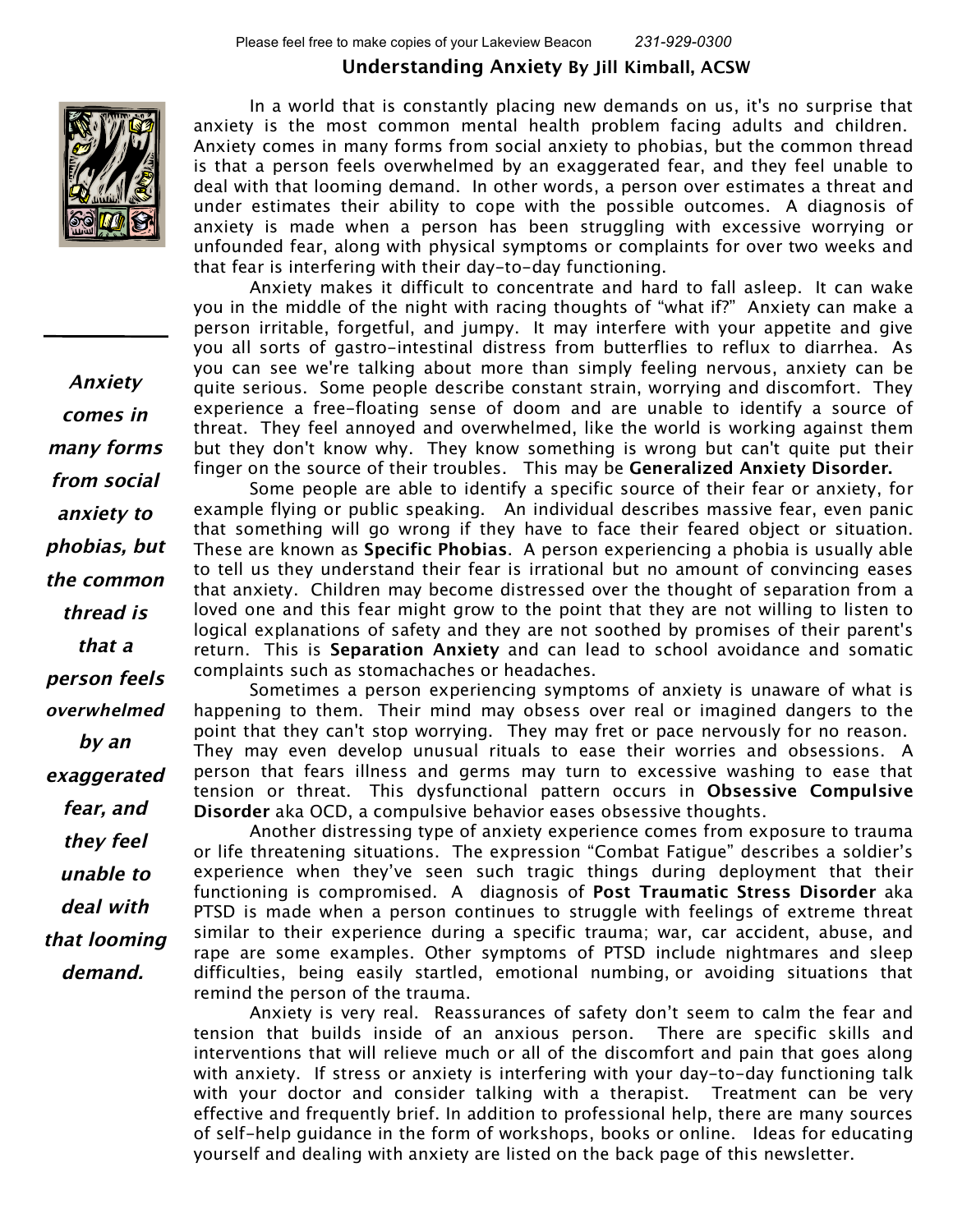Please feel free to make copies of your Lakeview Beacon 231-929-0300

## Understanding Anxiety By Jill Kimball, ACSW

*Anxiety comes in many forms from social anxiety to phobias, but the common thread is that a person feels overwhelmed by an exaggerated fear, and they feel unable to deal with that looming demand.*

In a world that is constantly placing new demands on us, it's no surprise that anxiety is the most common mental health problem facing adults and children. Anxiety comes in many forms from social anxiety to phobias, but the common thread is that a person feels overwhelmed by an exaggerated fear, and they feel unable to deal with that looming demand. In other words, a person over estimates a threat and under estimates their ability to cope with the possible outcomes. A diagnosis of anxiety is made when a person has been struggling with excessive worrying or unfounded fear, along with physical symptoms or complaints for over two weeks and that fear is interfering with their day-to-day functioning.

Anxiety makes it difficult to concentrate and hard to fall asleep. It can wake you in the middle of the night with racing thoughts of "what if?" Anxiety can make a person irritable, forgetful, and jumpy. It may interfere with your appetite and give you all sorts of gastro-intestinal distress from butterflies to reflux to diarrhea. As you can see we're talking about more than simply feeling nervous, anxiety can be quite serious. Some people describe constant strain, worrying and discomfort. They experience a free-floating sense of doom and are unable to identify a source of threat. They feel annoyed and overwhelmed, like the world is working against them but they don't know why. They know something is wrong but can't quite put their finger on the source of their troubles. This may be **Generalized Anxiety Disorder.**

Some people are able to identify a specific source of their fear or anxiety, for example flying or public speaking. An individual describes massive fear, even panic that something will go wrong if they have to face their feared object or situation. These are known as **Specific Phobias**. A person experiencing a phobia is usually able to tell us they understand their fear is irrational but no amount of convincing eases that anxiety. Children may become distressed over the thought of separation from a loved one and this fear might grow to the point that they are not willing to listen to logical explanations of safety and they are not soothed by promises of their parent's return. This is **Separation Anxiety** and can lead to school avoidance and somatic complaints such as stomachaches or headaches.

Sometimes a person experiencing symptoms of anxiety is unaware of what is happening to them. Their mind may obsess over real or imagined dangers to the point that they can't stop worrying. They may fret or pace nervously for no reason. They may even develop unusual rituals to ease their worries and obsessions. A person that fears illness and germs may turn to excessive washing to ease that tension or threat. This dysfunctional pattern occurs in **Obsessive Compulsive Disorder** aka OCD, a compulsive behavior eases obsessive thoughts.

Another distressing type of anxiety experience comes from exposure to trauma or life threatening situations. The expression "Combat Fatigue" describes a soldier's experience when they've seen such tragic things during deployment that their functioning is compromised. A diagnosis of **Post Traumatic Stress Disorder** aka PTSD is made when a person continues to struggle with feelings of extreme threat similar to their experience during a specific trauma; war, car accident, abuse, and rape are some examples. Other symptoms of PTSD include nightmares and sleep difficulties, being easily startled, emotional numbing, or avoiding situations that remind the person of the trauma.

Anxiety is very real. Reassurances of safety don't seem to calm the fear and tension that builds inside of an anxious person. There are specific skills and interventions that will relieve much or all of the discomfort and pain that goes along with anxiety. If stress or anxiety is interfering with your day-to-day functioning talk with your doctor and consider talking with a therapist. Treatment can be very effective and frequently brief. In addition to professional help, there are many sources of self-help guidance in the form of workshops, books or online. Ideas for educating yourself and dealing with anxiety are listed on the back page of this newsletter.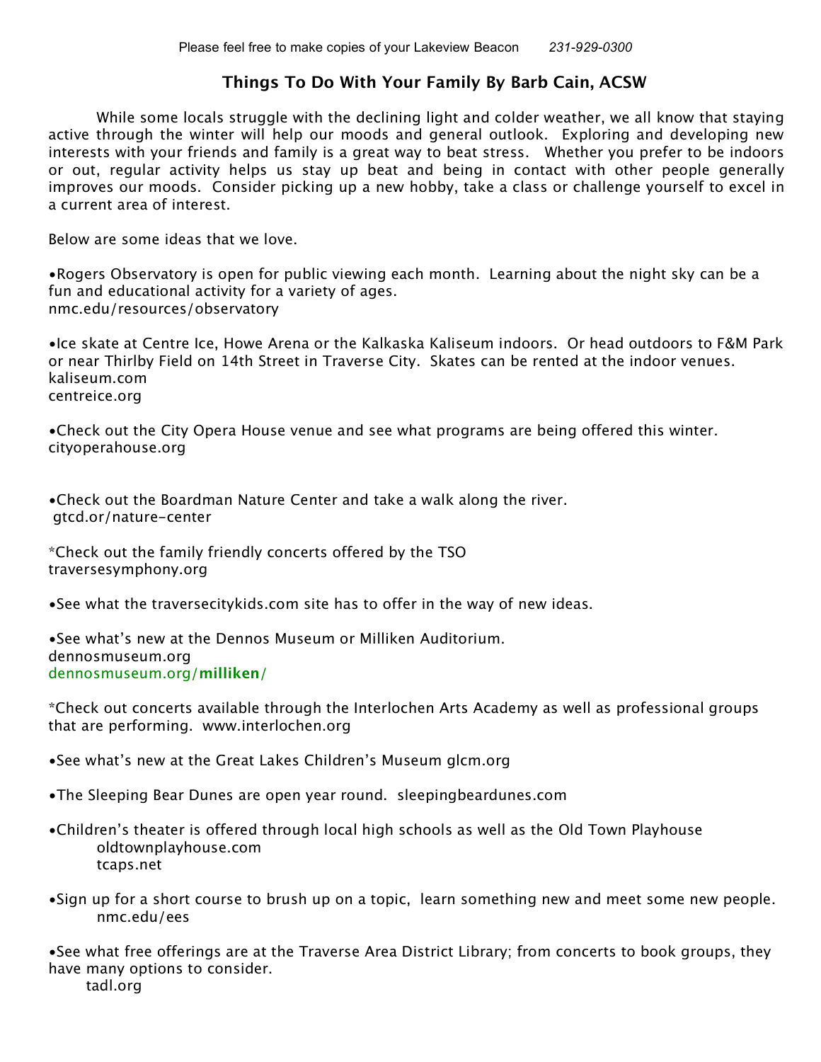# Things To Do With Your Family By Barb Cain, ACSW

While some locals struggle with the declining light and colder weather, we all know that staying active through the winter will help our moods and general outlook. Exploring and developing new interests with your friends and family is a great way to beat stress. Whether you prefer to be indoors or out, regular activity helps us stay up beat and being in contact with other people generally improves our moods. Consider picking up a new hobby, take a class or challenge yourself to excel in a current area of interest.

Below are some ideas that we love.

•Rogers Observatory is open for public viewing each month. Learning about the night sky can be a fun and educational activity for a variety of ages.
nmc.edu/resources/observatory

•Ice skate at Centre Ice, Howe Arena or the Kalkaska Kaliseum indoors. Or head outdoors to F&M Park or near Thirlby Field on 14th Street in Traverse City. Skates can be rented at the indoor venues.
kaliseum.com
centreice.org

•Check out the City Opera House venue and see what programs are being offered this winter.
cityoperahouse.org

•Check out the Boardman Nature Center and take a walk along the river.
gtcd.or/nature-center

*Check out the family friendly concerts offered by the TSO
traversesymphony.org

•See what the traversecitykids.com site has to offer in the way of new ideas.

•See what's new at the Dennos Museum or Milliken Auditorium.
dennosmuseum.org
dennosmuseum.org/**milliken**/

*Check out concerts available through the Interlochen Arts Academy as well as professional groups that are performing. www.interlochen.org

•See what's new at the Great Lakes Children's Museum glcm.org

•The Sleeping Bear Dunes are open year round. sleepingbeardunes.com

•Children's theater is offered through local high schools as well as the Old Town Playhouse
oldtownplayhouse.com
tcaps.net

•Sign up for a short course to brush up on a topic, learn something new and meet some new people.
nmc.edu/ees

•See what free offerings are at the Traverse Area District Library; from concerts to book groups, they have many options to consider.
tadl.org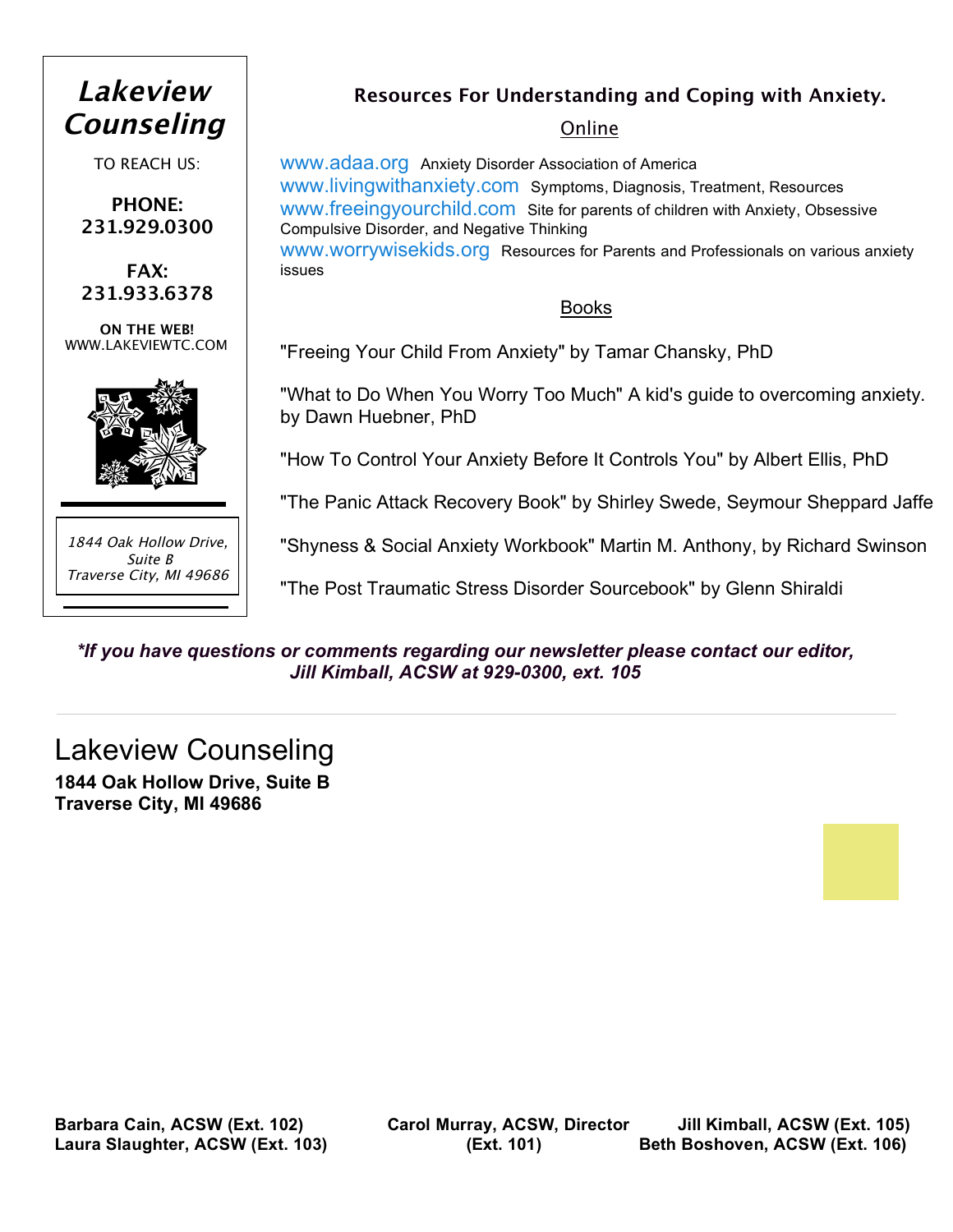# Lakeview Counseling

TO REACH US:

**PHONE:**
**231.929.0300**

**FAX:**
**231.933.6378**

**ON THE WEB!**
WWW.LAKEVIEWTC.COM

*1844 Oak Hollow Drive,*
*Suite B*
*Traverse City, MI 49686*

## Resources For Understanding and Coping with Anxiety.

### Online

www.adaa.org Anxiety Disorder Association of America
www.livingwithanxiety.com Symptoms, Diagnosis, Treatment, Resources
www.freeingyourchild.com Site for parents of children with Anxiety, Obsessive Compulsive Disorder, and Negative Thinking
www.worrywisekids.org Resources for Parents and Professionals on various anxiety issues

### Books

"Freeing Your Child From Anxiety" by Tamar Chansky, PhD

"What to Do When You Worry Too Much" A kid's guide to overcoming anxiety. by Dawn Huebner, PhD

"How To Control Your Anxiety Before It Controls You" by Albert Ellis, PhD

"The Panic Attack Recovery Book" by Shirley Swede, Seymour Sheppard Jaffe

"Shyness & Social Anxiety Workbook" Martin M. Anthony, by Richard Swinson

"The Post Traumatic Stress Disorder Sourcebook" by Glenn Shiraldi

***If you have questions or comments regarding our newsletter please contact our editor, Jill Kimball, ACSW at 929-0300, ext. 105***

---

Lakeview Counseling
**1844 Oak Hollow Drive, Suite B**
**Traverse City, MI 49686**

**Barbara Cain, ACSW (Ext. 102)**
**Laura Slaughter, ACSW (Ext. 103)**
**Carol Murray, ACSW, Director (Ext. 101)**
**Jill Kimball, ACSW (Ext. 105)**
**Beth Boshoven, ACSW (Ext. 106)**